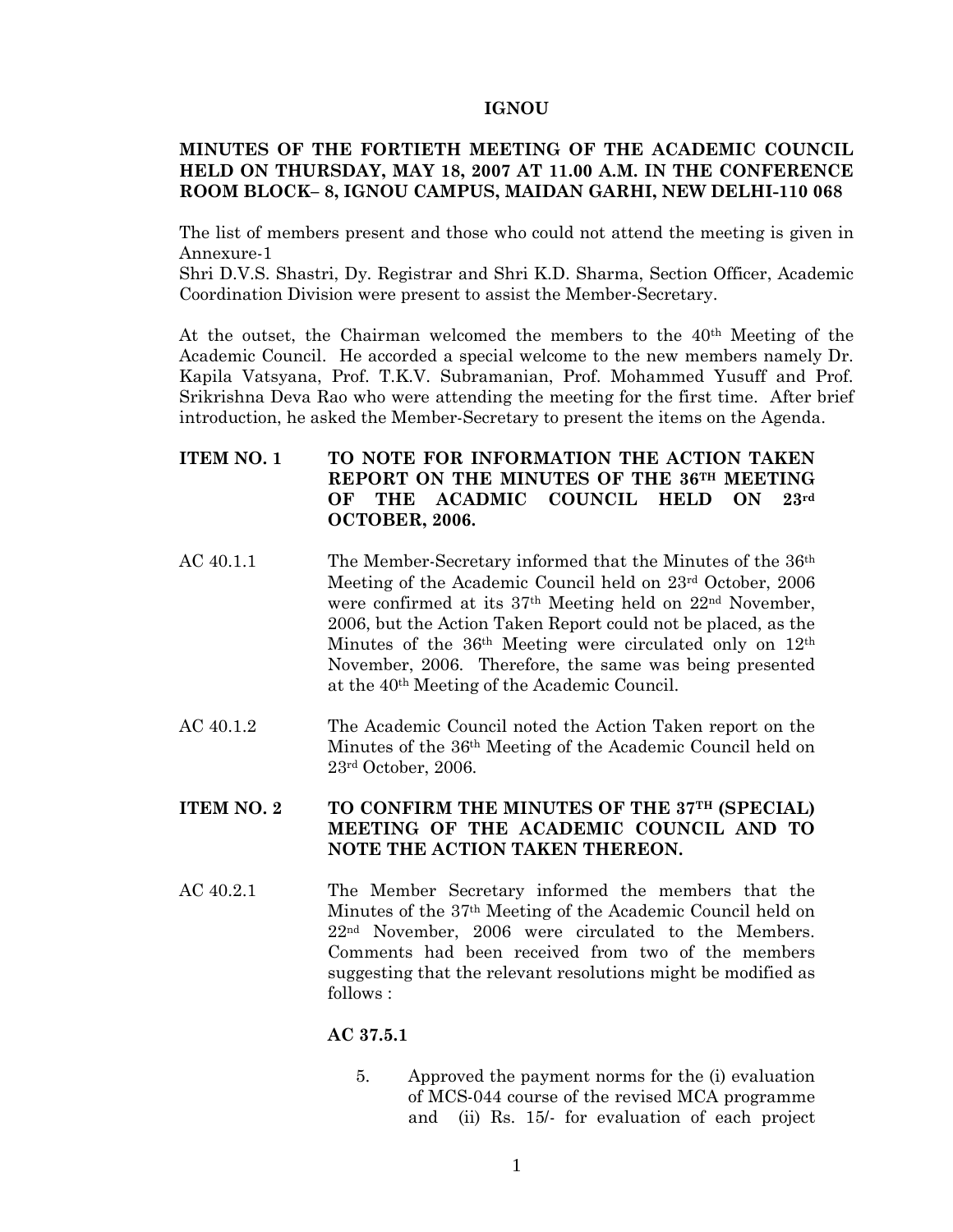**IGNOU**

**MINUTES OF THE FORTIETH MEETING OF THE ACADEMIC COUNCIL HELD ON THURSDAY, MAY 18, 2007 AT 11.00 A.M. IN THE CONFERENCE ROOM BLOCK– 8, IGNOU CAMPUS, MAIDAN GARHI, NEW DELHI-110 068**

The list of members present and those who could not attend the meeting is given in Annexure-1
Shri D.V.S. Shastri, Dy. Registrar and Shri K.D. Sharma, Section Officer, Academic Coordination Division were present to assist the Member-Secretary.

At the outset, the Chairman welcomed the members to the 40th Meeting of the Academic Council. He accorded a special welcome to the new members namely Dr. Kapila Vatsyana, Prof. T.K.V. Subramanian, Prof. Mohammed Yusuff and Prof. Srikrishna Deva Rao who were attending the meeting for the first time. After brief introduction, he asked the Member-Secretary to present the items on the Agenda.

**ITEM NO. 1 TO NOTE FOR INFORMATION THE ACTION TAKEN REPORT ON THE MINUTES OF THE 36TH MEETING OF THE ACADMIC COUNCIL HELD ON 23rd OCTOBER, 2006.**

AC 40.1.1 The Member-Secretary informed that the Minutes of the 36th Meeting of the Academic Council held on 23rd October, 2006 were confirmed at its 37th Meeting held on 22nd November, 2006, but the Action Taken Report could not be placed, as the Minutes of the 36th Meeting were circulated only on 12th November, 2006. Therefore, the same was being presented at the 40th Meeting of the Academic Council.

AC 40.1.2 The Academic Council noted the Action Taken report on the Minutes of the 36th Meeting of the Academic Council held on 23rd October, 2006.

**ITEM NO. 2 TO CONFIRM THE MINUTES OF THE 37TH (SPECIAL) MEETING OF THE ACADEMIC COUNCIL AND TO NOTE THE ACTION TAKEN THEREON.**

AC 40.2.1 The Member Secretary informed the members that the Minutes of the 37th Meeting of the Academic Council held on 22nd November, 2006 were circulated to the Members. Comments had been received from two of the members suggesting that the relevant resolutions might be modified as follows :

**AC 37.5.1**

5. Approved the payment norms for the (i) evaluation of MCS-044 course of the revised MCA programme and (ii) Rs. 15/- for evaluation of each project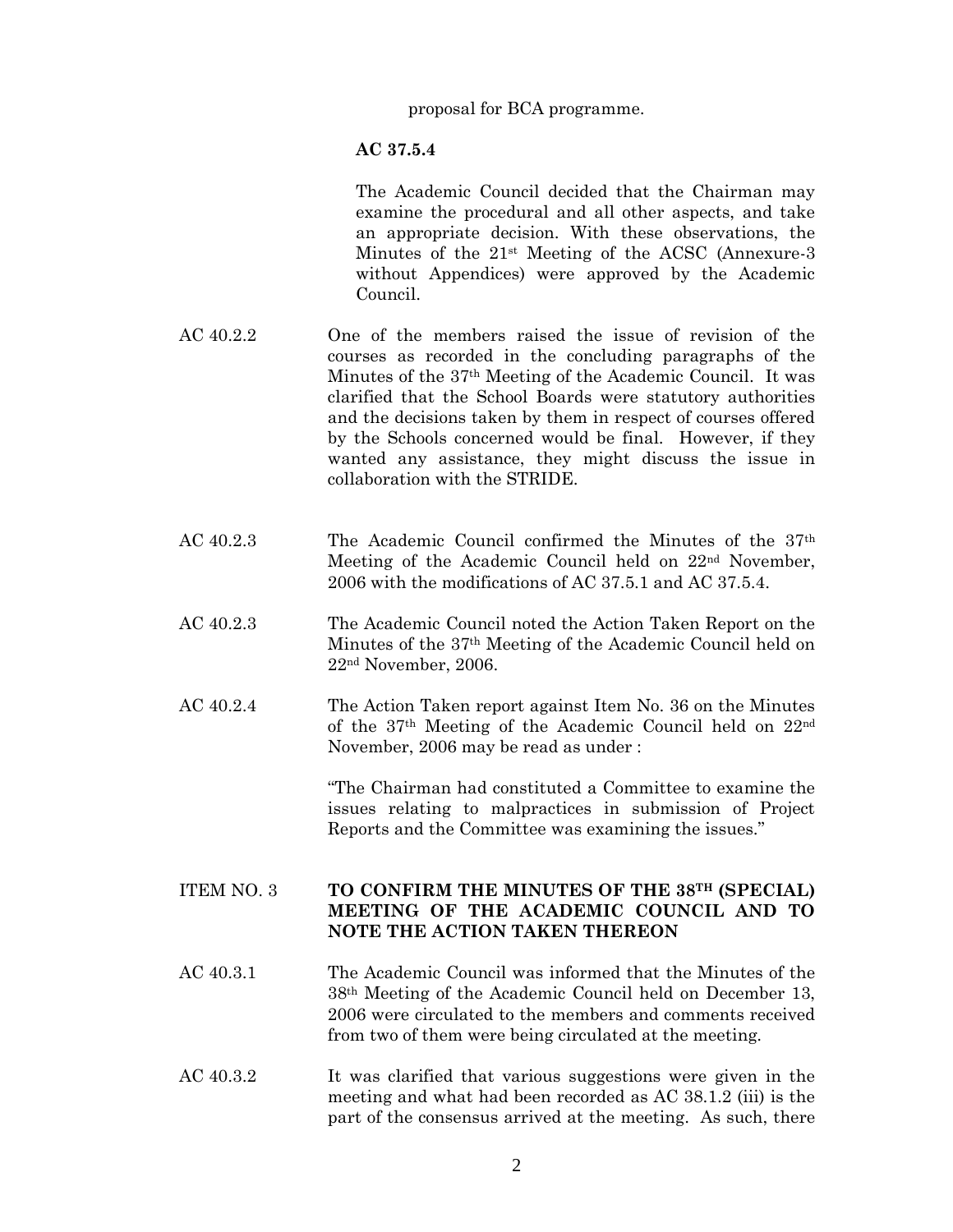proposal for BCA programme.

**AC 37.5.4**

The Academic Council decided that the Chairman may examine the procedural and all other aspects, and take an appropriate decision. With these observations, the Minutes of the 21st Meeting of the ACSC (Annexure-3 without Appendices) were approved by the Academic Council.

AC 40.2.2 One of the members raised the issue of revision of the courses as recorded in the concluding paragraphs of the Minutes of the 37th Meeting of the Academic Council. It was clarified that the School Boards were statutory authorities and the decisions taken by them in respect of courses offered by the Schools concerned would be final. However, if they wanted any assistance, they might discuss the issue in collaboration with the STRIDE.

AC 40.2.3 The Academic Council confirmed the Minutes of the 37th Meeting of the Academic Council held on 22nd November, 2006 with the modifications of AC 37.5.1 and AC 37.5.4.

AC 40.2.3 The Academic Council noted the Action Taken Report on the Minutes of the 37th Meeting of the Academic Council held on 22nd November, 2006.

AC 40.2.4 The Action Taken report against Item No. 36 on the Minutes of the 37th Meeting of the Academic Council held on 22nd November, 2006 may be read as under :

"The Chairman had constituted a Committee to examine the issues relating to malpractices in submission of Project Reports and the Committee was examining the issues."

ITEM NO. 3 **TO CONFIRM THE MINUTES OF THE 38TH (SPECIAL) MEETING OF THE ACADEMIC COUNCIL AND TO NOTE THE ACTION TAKEN THEREON**

AC 40.3.1 The Academic Council was informed that the Minutes of the 38th Meeting of the Academic Council held on December 13, 2006 were circulated to the members and comments received from two of them were being circulated at the meeting.

AC 40.3.2 It was clarified that various suggestions were given in the meeting and what had been recorded as AC 38.1.2 (iii) is the part of the consensus arrived at the meeting. As such, there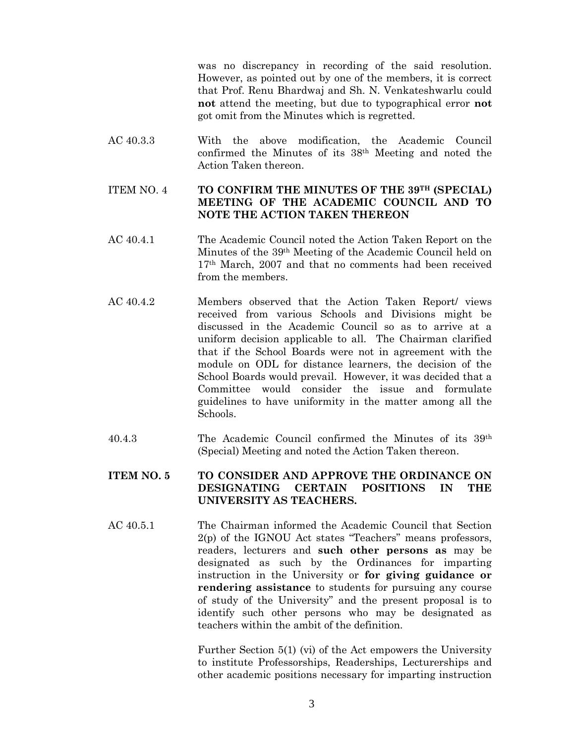was no discrepancy in recording of the said resolution. However, as pointed out by one of the members, it is correct that Prof. Renu Bhardwaj and Sh. N. Venkateshwarlu could **not** attend the meeting, but due to typographical error **not** got omit from the Minutes which is regretted.

AC 40.3.3 With the above modification, the Academic Council confirmed the Minutes of its 38th Meeting and noted the Action Taken thereon.

ITEM NO. 4 **TO CONFIRM THE MINUTES OF THE 39TH (SPECIAL) MEETING OF THE ACADEMIC COUNCIL AND TO NOTE THE ACTION TAKEN THEREON**

AC 40.4.1 The Academic Council noted the Action Taken Report on the Minutes of the 39th Meeting of the Academic Council held on 17th March, 2007 and that no comments had been received from the members.

AC 40.4.2 Members observed that the Action Taken Report/ views received from various Schools and Divisions might be discussed in the Academic Council so as to arrive at a uniform decision applicable to all. The Chairman clarified that if the School Boards were not in agreement with the module on ODL for distance learners, the decision of the School Boards would prevail. However, it was decided that a Committee would consider the issue and formulate guidelines to have uniformity in the matter among all the Schools.

40.4.3 The Academic Council confirmed the Minutes of its 39th (Special) Meeting and noted the Action Taken thereon.

**ITEM NO. 5 TO CONSIDER AND APPROVE THE ORDINANCE ON DESIGNATING CERTAIN POSITIONS IN THE UNIVERSITY AS TEACHERS.**

AC 40.5.1 The Chairman informed the Academic Council that Section 2(p) of the IGNOU Act states "Teachers" means professors, readers, lecturers and **such other persons as** may be designated as such by the Ordinances for imparting instruction in the University or **for giving guidance or rendering assistance** to students for pursuing any course of study of the University" and the present proposal is to identify such other persons who may be designated as teachers within the ambit of the definition.

Further Section 5(1) (vi) of the Act empowers the University to institute Professorships, Readerships, Lecturerships and other academic positions necessary for imparting instruction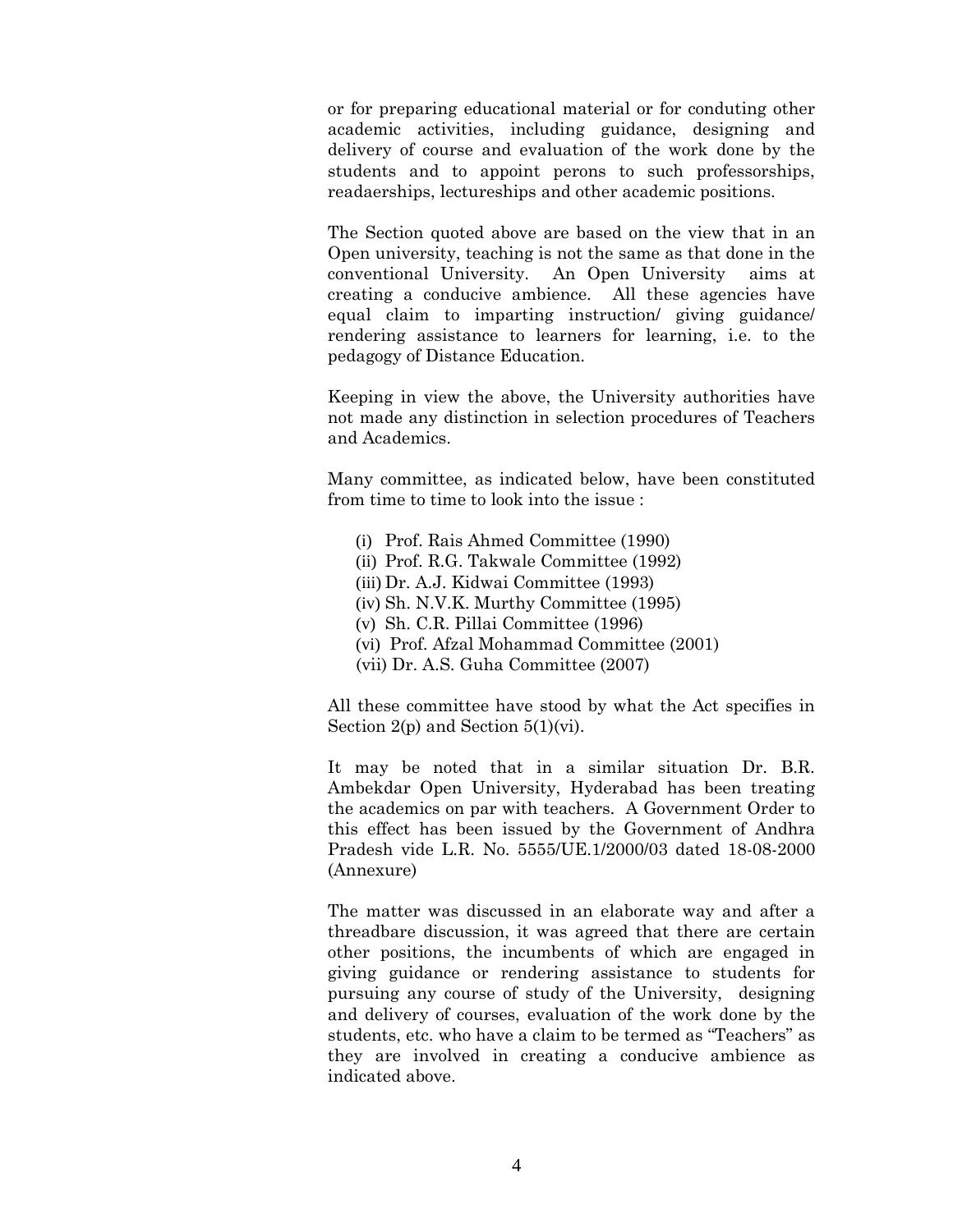or for preparing educational material or for conduting other academic activities, including guidance, designing and delivery of course and evaluation of the work done by the students and to appoint perons to such professorships, readaerships, lectureships and other academic positions.

The Section quoted above are based on the view that in an Open university, teaching is not the same as that done in the conventional University. An Open University aims at creating a conducive ambience. All these agencies have equal claim to imparting instruction/ giving guidance/ rendering assistance to learners for learning, i.e. to the pedagogy of Distance Education.

Keeping in view the above, the University authorities have not made any distinction in selection procedures of Teachers and Academics.

Many committee, as indicated below, have been constituted from time to time to look into the issue :

(i) Prof. Rais Ahmed Committee (1990)
(ii) Prof. R.G. Takwale Committee (1992)
(iii) Dr. A.J. Kidwai Committee (1993)
(iv) Sh. N.V.K. Murthy Committee (1995)
(v) Sh. C.R. Pillai Committee (1996)
(vi) Prof. Afzal Mohammad Committee (2001)
(vii) Dr. A.S. Guha Committee (2007)

All these committee have stood by what the Act specifies in Section 2(p) and Section 5(1)(vi).

It may be noted that in a similar situation Dr. B.R. Ambekdar Open University, Hyderabad has been treating the academics on par with teachers. A Government Order to this effect has been issued by the Government of Andhra Pradesh vide L.R. No. 5555/UE.1/2000/03 dated 18-08-2000 (Annexure)

The matter was discussed in an elaborate way and after a threadbare discussion, it was agreed that there are certain other positions, the incumbents of which are engaged in giving guidance or rendering assistance to students for pursuing any course of study of the University, designing and delivery of courses, evaluation of the work done by the students, etc. who have a claim to be termed as "Teachers" as they are involved in creating a conducive ambience as indicated above.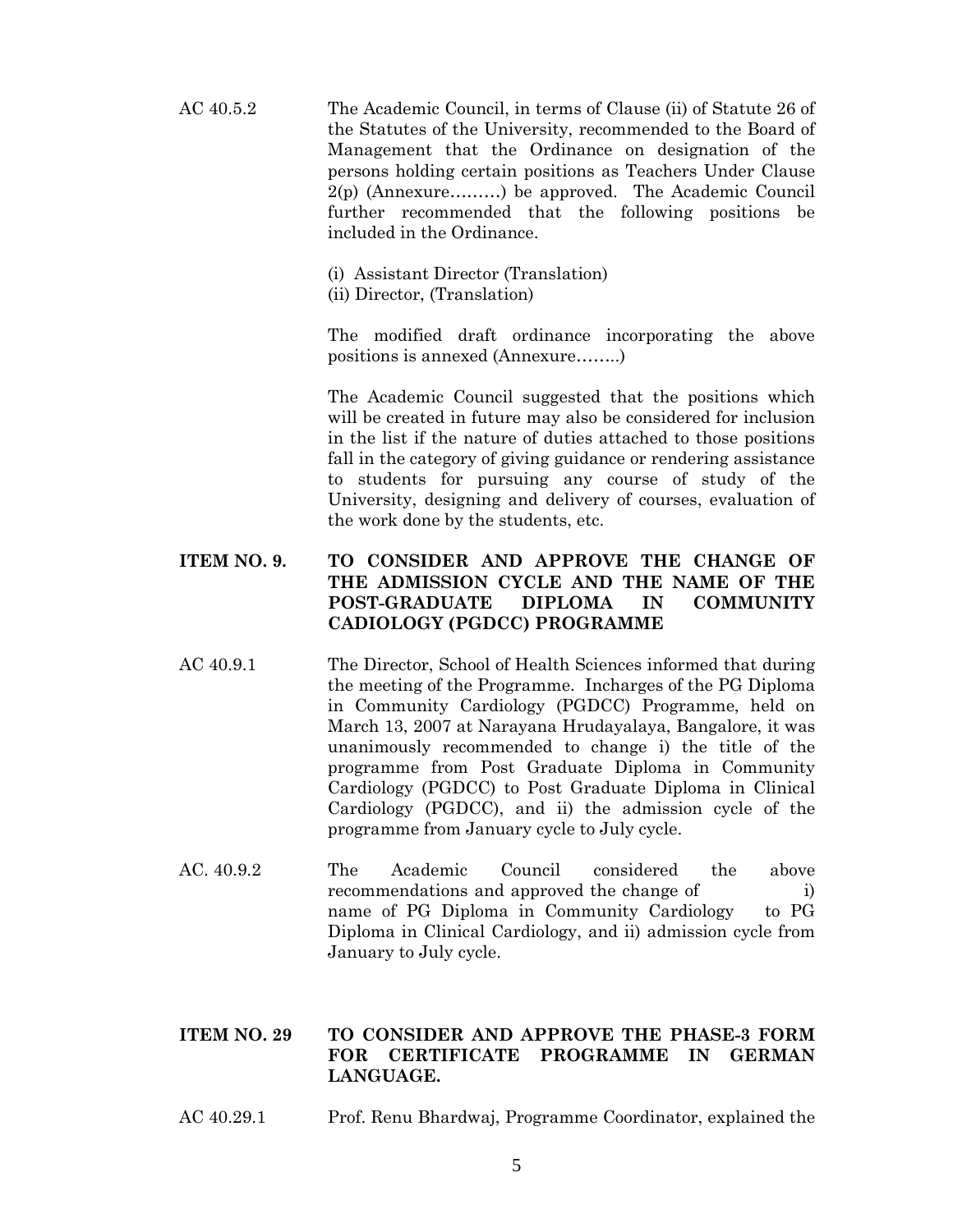AC 40.5.2 The Academic Council, in terms of Clause (ii) of Statute 26 of the Statutes of the University, recommended to the Board of Management that the Ordinance on designation of the persons holding certain positions as Teachers Under Clause 2(p) (Annexure………) be approved. The Academic Council further recommended that the following positions be included in the Ordinance.

(i) Assistant Director (Translation)
(ii) Director, (Translation)

The modified draft ordinance incorporating the above positions is annexed (Annexure……..)

The Academic Council suggested that the positions which will be created in future may also be considered for inclusion in the list if the nature of duties attached to those positions fall in the category of giving guidance or rendering assistance to students for pursuing any course of study of the University, designing and delivery of courses, evaluation of the work done by the students, etc.

**ITEM NO. 9. TO CONSIDER AND APPROVE THE CHANGE OF THE ADMISSION CYCLE AND THE NAME OF THE POST-GRADUATE DIPLOMA IN COMMUNITY CADIOLOGY (PGDCC) PROGRAMME**

AC 40.9.1 The Director, School of Health Sciences informed that during the meeting of the Programme. Incharges of the PG Diploma in Community Cardiology (PGDCC) Programme, held on March 13, 2007 at Narayana Hrudayalaya, Bangalore, it was unanimously recommended to change i) the title of the programme from Post Graduate Diploma in Community Cardiology (PGDCC) to Post Graduate Diploma in Clinical Cardiology (PGDCC), and ii) the admission cycle of the programme from January cycle to July cycle.

AC. 40.9.2 The Academic Council considered the above recommendations and approved the change of i) name of PG Diploma in Community Cardiology to PG Diploma in Clinical Cardiology, and ii) admission cycle from January to July cycle.

**ITEM NO. 29 TO CONSIDER AND APPROVE THE PHASE-3 FORM FOR CERTIFICATE PROGRAMME IN GERMAN LANGUAGE.**

AC 40.29.1 Prof. Renu Bhardwaj, Programme Coordinator, explained the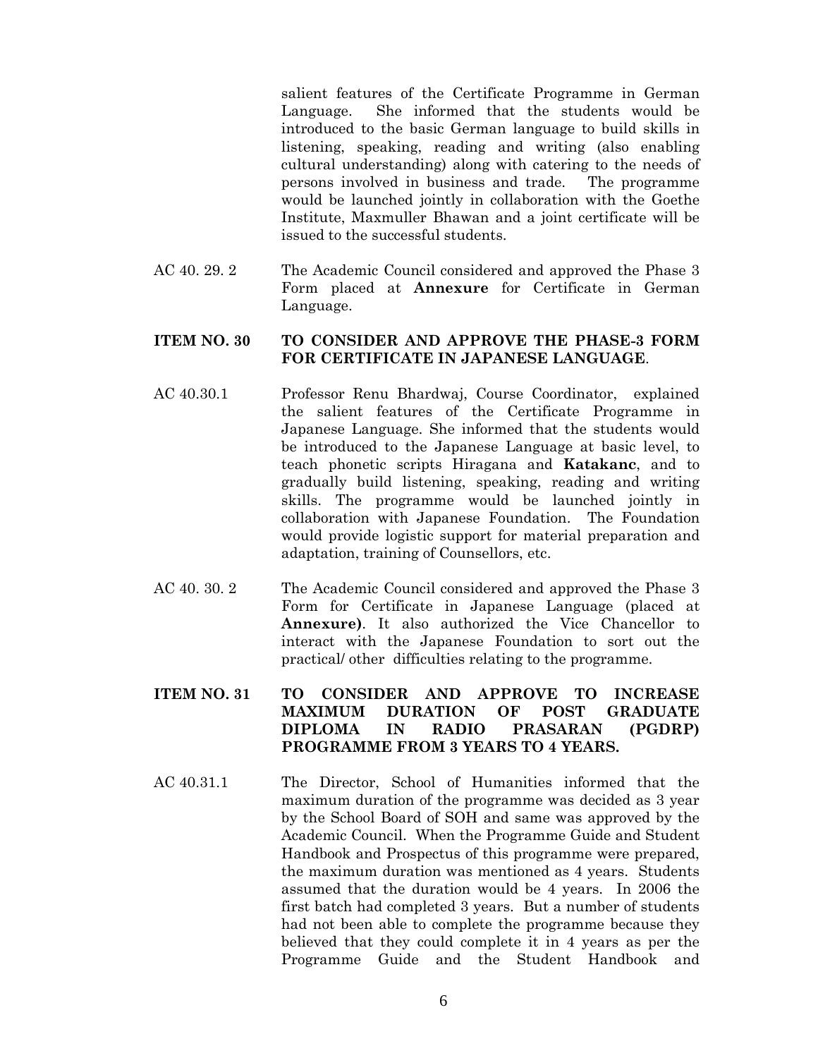salient features of the Certificate Programme in German Language. She informed that the students would be introduced to the basic German language to build skills in listening, speaking, reading and writing (also enabling cultural understanding) along with catering to the needs of persons involved in business and trade. The programme would be launched jointly in collaboration with the Goethe Institute, Maxmuller Bhawan and a joint certificate will be issued to the successful students.

AC 40. 29. 2 The Academic Council considered and approved the Phase 3 Form placed at **Annexure** for Certificate in German Language.

**ITEM NO. 30 TO CONSIDER AND APPROVE THE PHASE-3 FORM FOR CERTIFICATE IN JAPANESE LANGUAGE**.

AC 40.30.1 Professor Renu Bhardwaj, Course Coordinator, explained the salient features of the Certificate Programme in Japanese Language. She informed that the students would be introduced to the Japanese Language at basic level, to teach phonetic scripts Hiragana and **Katakanc**, and to gradually build listening, speaking, reading and writing skills. The programme would be launched jointly in collaboration with Japanese Foundation. The Foundation would provide logistic support for material preparation and adaptation, training of Counsellors, etc.

AC 40. 30. 2 The Academic Council considered and approved the Phase 3 Form for Certificate in Japanese Language (placed at **Annexure)**. It also authorized the Vice Chancellor to interact with the Japanese Foundation to sort out the practical/ other difficulties relating to the programme.

**ITEM NO. 31 TO CONSIDER AND APPROVE TO INCREASE MAXIMUM DURATION OF POST GRADUATE DIPLOMA IN RADIO PRASARAN (PGDRP) PROGRAMME FROM 3 YEARS TO 4 YEARS.**

AC 40.31.1 The Director, School of Humanities informed that the maximum duration of the programme was decided as 3 year by the School Board of SOH and same was approved by the Academic Council. When the Programme Guide and Student Handbook and Prospectus of this programme were prepared, the maximum duration was mentioned as 4 years. Students assumed that the duration would be 4 years. In 2006 the first batch had completed 3 years. But a number of students had not been able to complete the programme because they believed that they could complete it in 4 years as per the Programme Guide and the Student Handbook and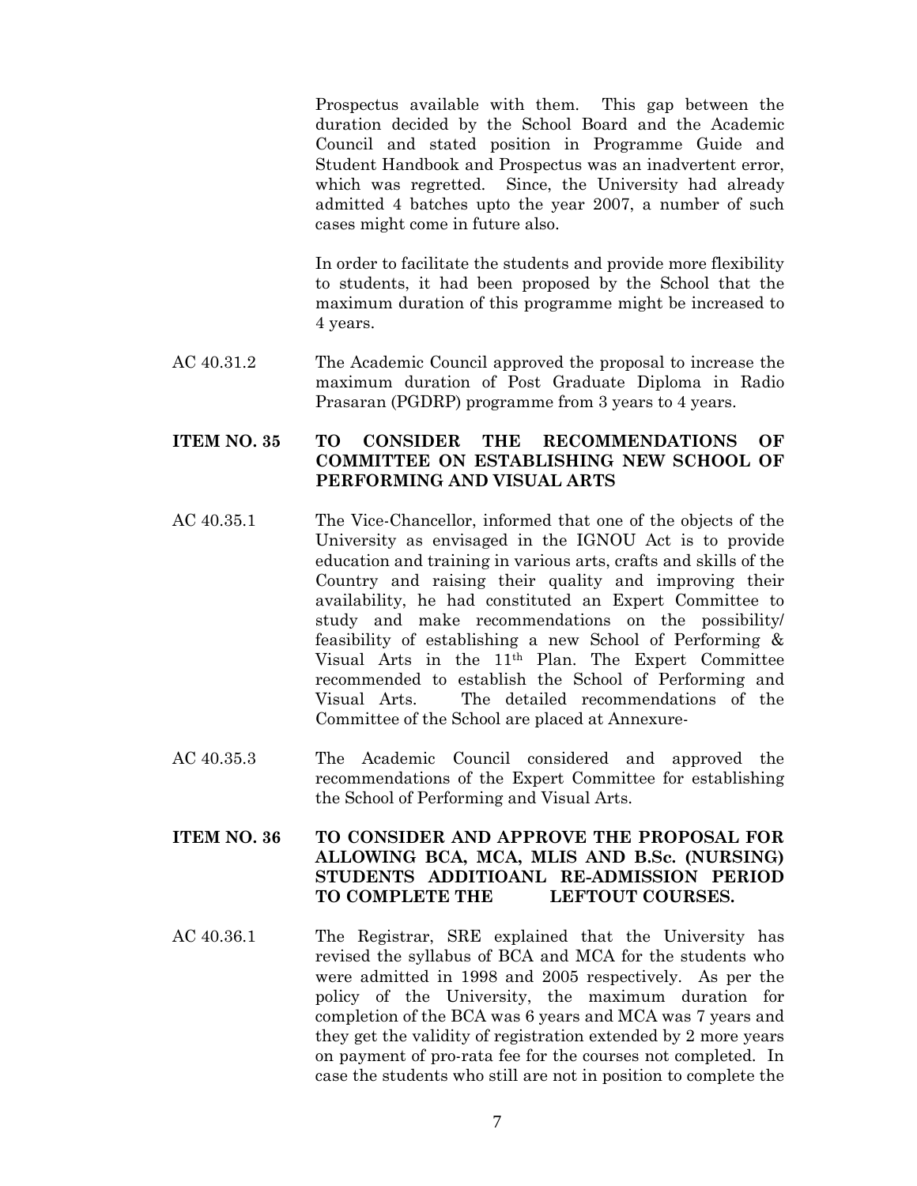Prospectus available with them. This gap between the duration decided by the School Board and the Academic Council and stated position in Programme Guide and Student Handbook and Prospectus was an inadvertent error, which was regretted. Since, the University had already admitted 4 batches upto the year 2007, a number of such cases might come in future also.

In order to facilitate the students and provide more flexibility to students, it had been proposed by the School that the maximum duration of this programme might be increased to 4 years.

AC 40.31.2 The Academic Council approved the proposal to increase the maximum duration of Post Graduate Diploma in Radio Prasaran (PGDRP) programme from 3 years to 4 years.

**ITEM NO. 35 TO CONSIDER THE RECOMMENDATIONS OF COMMITTEE ON ESTABLISHING NEW SCHOOL OF PERFORMING AND VISUAL ARTS**

AC 40.35.1 The Vice-Chancellor, informed that one of the objects of the University as envisaged in the IGNOU Act is to provide education and training in various arts, crafts and skills of the Country and raising their quality and improving their availability, he had constituted an Expert Committee to study and make recommendations on the possibility/ feasibility of establishing a new School of Performing & Visual Arts in the 11th Plan. The Expert Committee recommended to establish the School of Performing and Visual Arts. The detailed recommendations of the Committee of the School are placed at Annexure-

AC 40.35.3 The Academic Council considered and approved the recommendations of the Expert Committee for establishing the School of Performing and Visual Arts.

**ITEM NO. 36 TO CONSIDER AND APPROVE THE PROPOSAL FOR ALLOWING BCA, MCA, MLIS AND B.Sc. (NURSING) STUDENTS ADDITIOANL RE-ADMISSION PERIOD TO COMPLETE THE LEFTOUT COURSES.**

AC 40.36.1 The Registrar, SRE explained that the University has revised the syllabus of BCA and MCA for the students who were admitted in 1998 and 2005 respectively. As per the policy of the University, the maximum duration for completion of the BCA was 6 years and MCA was 7 years and they get the validity of registration extended by 2 more years on payment of pro-rata fee for the courses not completed. In case the students who still are not in position to complete the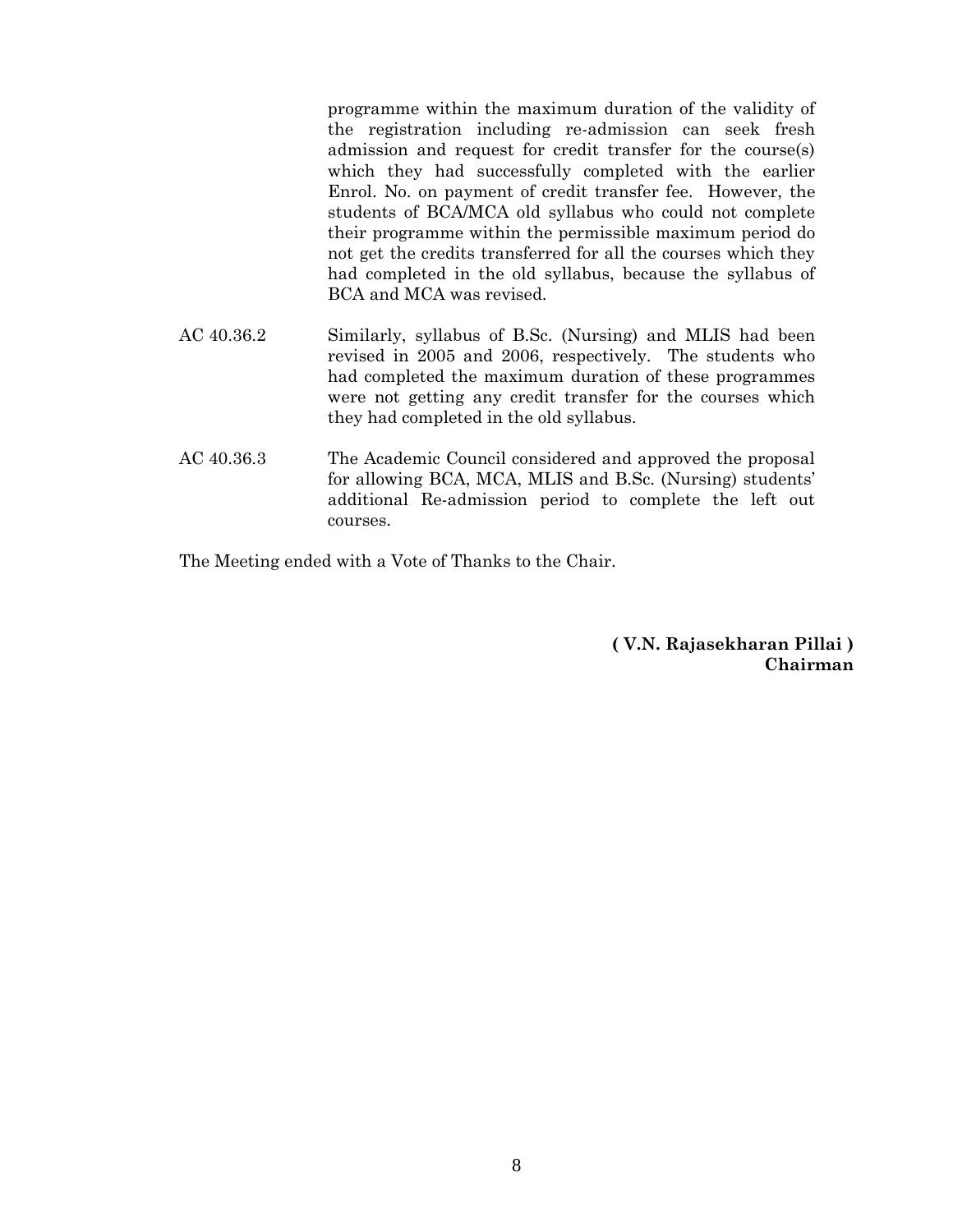programme within the maximum duration of the validity of the registration including re-admission can seek fresh admission and request for credit transfer for the course(s) which they had successfully completed with the earlier Enrol. No. on payment of credit transfer fee. However, the students of BCA/MCA old syllabus who could not complete their programme within the permissible maximum period do not get the credits transferred for all the courses which they had completed in the old syllabus, because the syllabus of BCA and MCA was revised.

AC 40.36.2 Similarly, syllabus of B.Sc. (Nursing) and MLIS had been revised in 2005 and 2006, respectively. The students who had completed the maximum duration of these programmes were not getting any credit transfer for the courses which they had completed in the old syllabus.

AC 40.36.3 The Academic Council considered and approved the proposal for allowing BCA, MCA, MLIS and B.Sc. (Nursing) students' additional Re-admission period to complete the left out courses.

The Meeting ended with a Vote of Thanks to the Chair.

**( V.N. Rajasekharan Pillai )**
**Chairman**